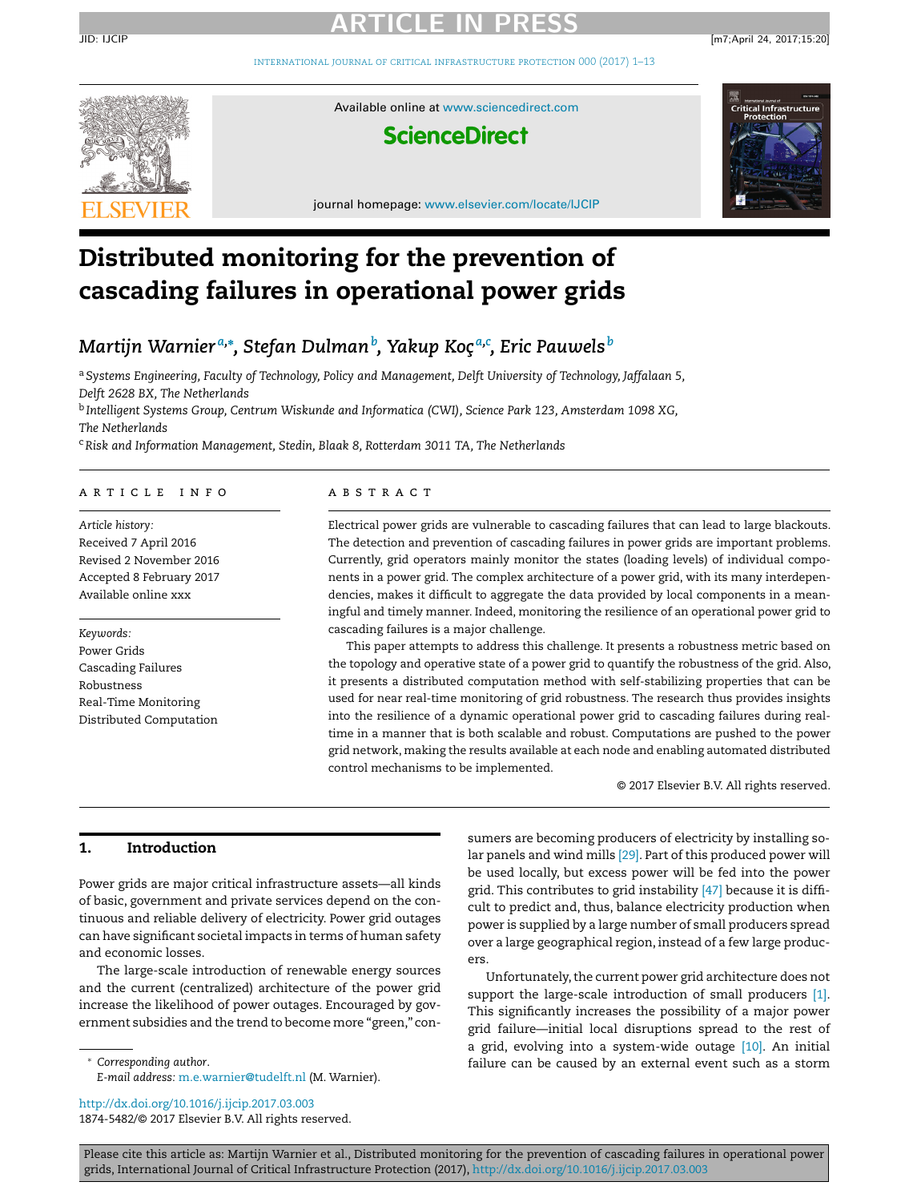# Distributed monitoring for the prevention of cascading failures in operational power grids

*Martijn Warnier*[a,*], *Stefan Dulman*[b], *Yakup Koç*[a,c], *Eric Pauwels*[b]

[a] *Systems Engineering, Faculty of Technology, Policy and Management, Delft University of Technology, Jaffalaan 5, Delft 2628 BX, The Netherlands*

[b] *Intelligent Systems Group, Centrum Wiskunde and Informatica (CWI), Science Park 123, Amsterdam 1098 XG, The Netherlands*

[c] *Risk and Information Management, Stedin, Blaak 8, Rotterdam 3011 TA, The Netherlands*

## ARTICLE INFO

*Article history:*
Received 7 April 2016
Revised 2 November 2016
Accepted 8 February 2017
Available online xxx

*Keywords:*
Power Grids
Cascading Failures
Robustness
Real-Time Monitoring
Distributed Computation

## ABSTRACT

Electrical power grids are vulnerable to cascading failures that can lead to large blackouts. The detection and prevention of cascading failures in power grids are important problems. Currently, grid operators mainly monitor the states (loading levels) of individual components in a power grid. The complex architecture of a power grid, with its many interdependencies, makes it difficult to aggregate the data provided by local components in a meaningful and timely manner. Indeed, monitoring the resilience of an operational power grid to cascading failures is a major challenge.

This paper attempts to address this challenge. It presents a robustness metric based on the topology and operative state of a power grid to quantify the robustness of the grid. Also, it presents a distributed computation method with self-stabilizing properties that can be used for near real-time monitoring of grid robustness. The research thus provides insights into the resilience of a dynamic operational power grid to cascading failures during real-time in a manner that is both scalable and robust. Computations are pushed to the power grid network, making the results available at each node and enabling automated distributed control mechanisms to be implemented.

© 2017 Elsevier B.V. All rights reserved.

## 1. Introduction

Power grids are major critical infrastructure assets—all kinds of basic, government and private services depend on the continuous and reliable delivery of electricity. Power grid outages can have significant societal impacts in terms of human safety and economic losses.

The large-scale introduction of renewable energy sources and the current (centralized) architecture of the power grid increase the likelihood of power outages. Encouraged by government subsidies and the trend to become more "green," consumers are becoming producers of electricity by installing solar panels and wind mills [29]. Part of this produced power will be used locally, but excess power will be fed into the power grid. This contributes to grid instability [47] because it is difficult to predict and, thus, balance electricity production when power is supplied by a large number of small producers spread over a large geographical region, instead of a few large producers.

Unfortunately, the current power grid architecture does not support the large-scale introduction of small producers [1]. This significantly increases the possibility of a major power grid failure—initial local disruptions spread to the rest of a grid, evolving into a system-wide outage [10]. An initial failure can be caused by an external event such as a storm

* Corresponding author.
E-mail address: m.e.warnier@tudelft.nl (M. Warnier).

http://dx.doi.org/10.1016/j.ijcip.2017.03.003
1874-5482/© 2017 Elsevier B.V. All rights reserved.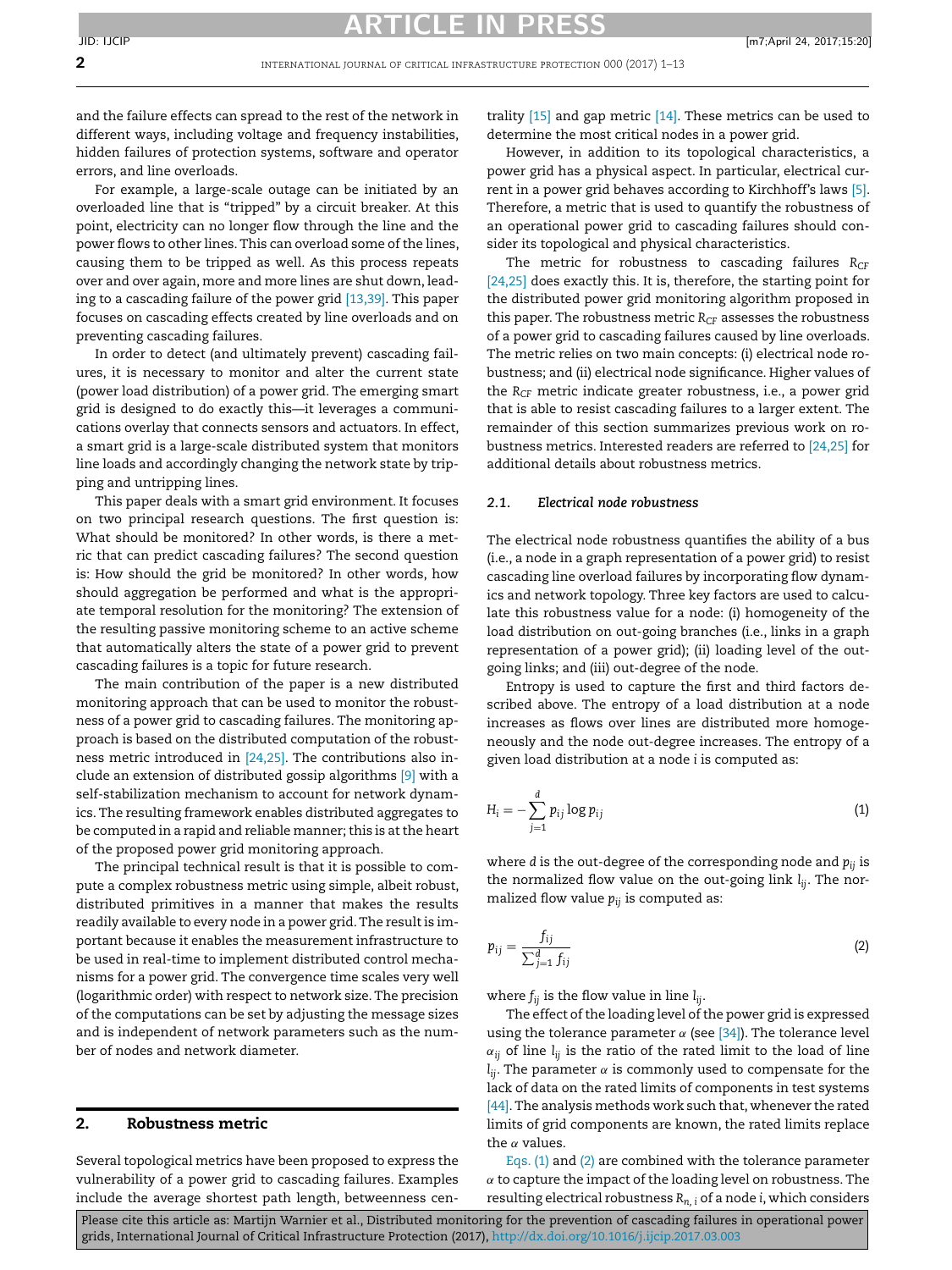and the failure effects can spread to the rest of the network in different ways, including voltage and frequency instabilities, hidden failures of protection systems, software and operator errors, and line overloads.

For example, a large-scale outage can be initiated by an overloaded line that is "tripped" by a circuit breaker. At this point, electricity can no longer flow through the line and the power flows to other lines. This can overload some of the lines, causing them to be tripped as well. As this process repeats over and over again, more and more lines are shut down, leading to a cascading failure of the power grid [13,39]. This paper focuses on cascading effects created by line overloads and on preventing cascading failures.

In order to detect (and ultimately prevent) cascading failures, it is necessary to monitor and alter the current state (power load distribution) of a power grid. The emerging smart grid is designed to do exactly this—it leverages a communications overlay that connects sensors and actuators. In effect, a smart grid is a large-scale distributed system that monitors line loads and accordingly changing the network state by tripping and untripping lines.

This paper deals with a smart grid environment. It focuses on two principal research questions. The first question is: What should be monitored? In other words, is there a metric that can predict cascading failures? The second question is: How should the grid be monitored? In other words, how should aggregation be performed and what is the appropriate temporal resolution for the monitoring? The extension of the resulting passive monitoring scheme to an active scheme that automatically alters the state of a power grid to prevent cascading failures is a topic for future research.

The main contribution of the paper is a new distributed monitoring approach that can be used to monitor the robustness of a power grid to cascading failures. The monitoring approach is based on the distributed computation of the robustness metric introduced in [24,25]. The contributions also include an extension of distributed gossip algorithms [9] with a self-stabilization mechanism to account for network dynamics. The resulting framework enables distributed aggregates to be computed in a rapid and reliable manner; this is at the heart of the proposed power grid monitoring approach.

The principal technical result is that it is possible to compute a complex robustness metric using simple, albeit robust, distributed primitives in a manner that makes the results readily available to every node in a power grid. The result is important because it enables the measurement infrastructure to be used in real-time to implement distributed control mechanisms for a power grid. The convergence time scales very well (logarithmic order) with respect to network size. The precision of the computations can be set by adjusting the message sizes and is independent of network parameters such as the number of nodes and network diameter.

## 2. Robustness metric

Several topological metrics have been proposed to express the vulnerability of a power grid to cascading failures. Examples include the average shortest path length, betweenness centrality [15] and gap metric [14]. These metrics can be used to determine the most critical nodes in a power grid.

However, in addition to its topological characteristics, a power grid has a physical aspect. In particular, electrical current in a power grid behaves according to Kirchhoff's laws [5]. Therefore, a metric that is used to quantify the robustness of an operational power grid to cascading failures should consider its topological and physical characteristics.

The metric for robustness to cascading failures $R_{CF}$ [24,25] does exactly this. It is, therefore, the starting point for the distributed power grid monitoring algorithm proposed in this paper. The robustness metric $R_{CF}$ assesses the robustness of a power grid to cascading failures caused by line overloads. The metric relies on two main concepts: (i) electrical node robustness; and (ii) electrical node significance. Higher values of the $R_{CF}$ metric indicate greater robustness, i.e., a power grid that is able to resist cascading failures to a larger extent. The remainder of this section summarizes previous work on robustness metrics. Interested readers are referred to [24,25] for additional details about robustness metrics.

### 2.1. Electrical node robustness

The electrical node robustness quantifies the ability of a bus (i.e., a node in a graph representation of a power grid) to resist cascading line overload failures by incorporating flow dynamics and network topology. Three key factors are used to calculate this robustness value for a node: (i) homogeneity of the load distribution on out-going branches (i.e., links in a graph representation of a power grid); (ii) loading level of the out-going links; and (iii) out-degree of the node.

Entropy is used to capture the first and third factors described above. The entropy of a load distribution at a node increases as flows over lines are distributed more homogeneously and the node out-degree increases. The entropy of a given load distribution at a node $i$ is computed as:

$$H_i = -\sum_{j=1}^{d} p_{ij} \log p_{ij} \tag{1}$$

where $d$ is the out-degree of the corresponding node and $p_{ij}$ is the normalized flow value on the out-going link $l_{ij}$. The normalized flow value $p_{ij}$ is computed as:

$$p_{ij} = \frac{f_{ij}}{\sum_{j=1}^{d} f_{ij}} \tag{2}$$

where $f_{ij}$ is the flow value in line $l_{ij}$.

The effect of the loading level of the power grid is expressed using the tolerance parameter $\alpha$ (see [34]). The tolerance level $\alpha_{ij}$ of line $l_{ij}$ is the ratio of the rated limit to the load of line $l_{ij}$. The parameter $\alpha$ is commonly used to compensate for the lack of data on the rated limits of components in test systems [44]. The analysis methods work such that, whenever the rated limits of grid components are known, the rated limits replace the $\alpha$ values.

Eqs. (1) and (2) are combined with the tolerance parameter $\alpha$ to capture the impact of the loading level on robustness. The resulting electrical robustness $R_{n,\,i}$ of a node $i$, which considers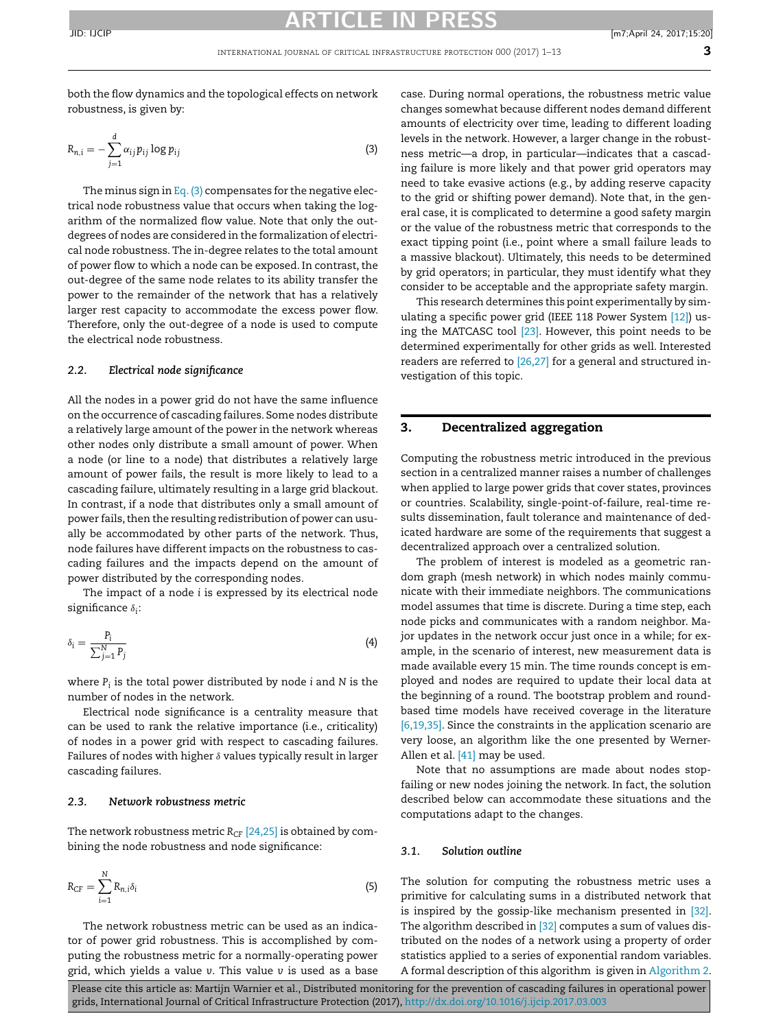both the flow dynamics and the topological effects on network robustness, is given by:

$$R_{n,i} = -\sum_{j=1}^{d} \alpha_{ij} p_{ij} \log p_{ij} \tag{3}$$

The minus sign in Eq. (3) compensates for the negative electrical node robustness value that occurs when taking the logarithm of the normalized flow value. Note that only the out-degrees of nodes are considered in the formalization of electrical node robustness. The in-degree relates to the total amount of power flow to which a node can be exposed. In contrast, the out-degree of the same node relates to its ability transfer the power to the remainder of the network that has a relatively larger rest capacity to accommodate the excess power flow. Therefore, only the out-degree of a node is used to compute the electrical node robustness.

### 2.2. Electrical node significance

All the nodes in a power grid do not have the same influence on the occurrence of cascading failures. Some nodes distribute a relatively large amount of the power in the network whereas other nodes only distribute a small amount of power. When a node (or line to a node) that distributes a relatively large amount of power fails, the result is more likely to lead to a cascading failure, ultimately resulting in a large grid blackout. In contrast, if a node that distributes only a small amount of power fails, then the resulting redistribution of power can usually be accommodated by other parts of the network. Thus, node failures have different impacts on the robustness to cascading failures and the impacts depend on the amount of power distributed by the corresponding nodes.

The impact of a node $i$ is expressed by its electrical node significance $\delta_i$:

$$\delta_i = \frac{P_i}{\sum_{j=1}^{N} P_j} \tag{4}$$

where $P_i$ is the total power distributed by node $i$ and $N$ is the number of nodes in the network.

Electrical node significance is a centrality measure that can be used to rank the relative importance (i.e., criticality) of nodes in a power grid with respect to cascading failures. Failures of nodes with higher $\delta$ values typically result in larger cascading failures.

### 2.3. Network robustness metric

The network robustness metric $R_{CF}$ [24,25] is obtained by combining the node robustness and node significance:

$$R_{CF} = \sum_{i=1}^{N} R_{n,i} \delta_i \tag{5}$$

The network robustness metric can be used as an indicator of power grid robustness. This is accomplished by computing the robustness metric for a normally-operating power grid, which yields a value $v$. This value $v$ is used as a base case. During normal operations, the robustness metric value changes somewhat because different nodes demand different amounts of electricity over time, leading to different loading levels in the network. However, a larger change in the robustness metric—a drop, in particular—indicates that a cascading failure is more likely and that power grid operators may need to take evasive actions (e.g., by adding reserve capacity to the grid or shifting power demand). Note that, in the general case, it is complicated to determine a good safety margin or the value of the robustness metric that corresponds to the exact tipping point (i.e., point where a small failure leads to a massive blackout). Ultimately, this needs to be determined by grid operators; in particular, they must identify what they consider to be acceptable and the appropriate safety margin.

This research determines this point experimentally by simulating a specific power grid (IEEE 118 Power System [12]) using the MATCASC tool [23]. However, this point needs to be determined experimentally for other grids as well. Interested readers are referred to [26,27] for a general and structured investigation of this topic.

## 3. Decentralized aggregation

Computing the robustness metric introduced in the previous section in a centralized manner raises a number of challenges when applied to large power grids that cover states, provinces or countries. Scalability, single-point-of-failure, real-time results dissemination, fault tolerance and maintenance of dedicated hardware are some of the requirements that suggest a decentralized approach over a centralized solution.

The problem of interest is modeled as a geometric random graph (mesh network) in which nodes mainly communicate with their immediate neighbors. The communications model assumes that time is discrete. During a time step, each node picks and communicates with a random neighbor. Major updates in the network occur just once in a while; for example, in the scenario of interest, new measurement data is made available every 15 min. The time rounds concept is employed and nodes are required to update their local data at the beginning of a round. The bootstrap problem and round-based time models have received coverage in the literature [6,19,35]. Since the constraints in the application scenario are very loose, an algorithm like the one presented by Werner-Allen et al. [41] may be used.

Note that no assumptions are made about nodes stop-failing or new nodes joining the network. In fact, the solution described below can accommodate these situations and the computations adapt to the changes.

### 3.1. Solution outline

The solution for computing the robustness metric uses a primitive for calculating sums in a distributed network that is inspired by the gossip-like mechanism presented in [32]. The algorithm described in [32] computes a sum of values distributed on the nodes of a network using a property of order statistics applied to a series of exponential random variables. A formal description of this algorithm is given in Algorithm 2.

Please cite this article as: Martijn Warnier et al., Distributed monitoring for the prevention of cascading failures in operational power grids, International Journal of Critical Infrastructure Protection (2017), http://dx.doi.org/10.1016/j.ijcip.2017.03.003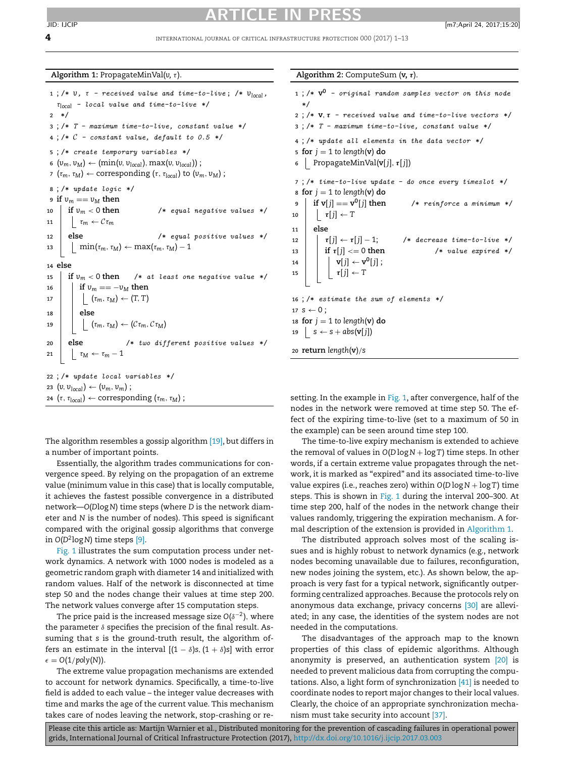**Algorithm 1:** PropagateMinVal($v$, $\tau$).

```
1  ; /* v, τ - received value and time-to-live ; /* v_local ,
     τ_local - local value and time-to-live */
2   */
3  ; /* T - maximum time-to-live, constant value */
4  ; /* C - constant value, default to 0.5 */
5  ; /* create temporary variables */
6  (v_m, v_M) ← (min(v, v_local), max(v, v_local)) ;
7  (τ_m, τ_M) ← corresponding (τ, τ_local) to (v_m, v_M) ;
8  ; /* update logic */
9  if v_m == v_M then
10     if v_m < 0 then              /* equal negative values */
11         τ_m ← Cτ_m
12     else                          /* equal positive values */
13         min(τ_m, τ_M) ← max(τ_m, τ_M) − 1
14 else
15     if v_m < 0 then     /* at least one negative value */
16         if v_m == −v_M then
17             (τ_m, τ_M) ← (T, T)
18         else
19             (τ_m, τ_M) ← (Cτ_m, Cτ_M)
20     else                 /* two different positive values */
21         τ_M ← τ_m − 1
22 ; /* update local variables */
23 (v, v_local) ← (v_m, v_m) ;
24 (τ, τ_local) ← corresponding (τ_m, τ_M) ;
```

**Algorithm 2:** ComputeSum ($\mathbf{v}$, $\boldsymbol{\tau}$).

```
1  ; /* v^0 - original random samples vector on this node
   */
2  ; /* v, τ - received value and time-to-live vectors */
3  ; /* T - maximum time-to-live, constant value */
4  ; /* update all elements in the data vector */
5  for j = 1 to length(v) do
6      PropagateMinVal(v[j], τ[j])
7  ; /* time-to-live update - do once every timeslot */
8  for j = 1 to length(v) do
9      if v[j] == v^0[j] then          /* reinforce a minimum */
10         τ[j] ← T
11     else
12         τ[j] ← τ[j] − 1;         /* decrease time-to-live */
13         if τ[j] <= 0 then                  /* value expired */
14             v[j] ← v^0[j] ;
15             τ[j] ← T
16 ; /* estimate the sum of elements */
17 s ← 0 ;
18 for j = 1 to length(v) do
19     s ← s + abs(v[j])
20 return length(v)/s
```

The algorithm resembles a gossip algorithm [19], but differs in a number of important points.

Essentially, the algorithm trades communications for convergence speed. By relying on the propagation of an extreme value (minimum value in this case) that is locally computable, it achieves the fastest possible convergence in a distributed network—$O(D\log N)$ time steps (where $D$ is the network diameter and $N$ is the number of nodes). This speed is significant compared with the original gossip algorithms that converge in $O(D^2\log N)$ time steps [9].

Fig. 1 illustrates the sum computation process under network dynamics. A network with 1000 nodes is modeled as a geometric random graph with diameter 14 and initialized with random values. Half of the network is disconnected at time step 50 and the nodes change their values at time step 200. The network values converge after 15 computation steps.

The price paid is the increased message size $O(\delta^{-2})$. where the parameter $\delta$ specifies the precision of the final result. Assuming that $s$ is the ground-truth result, the algorithm offers an estimate in the interval $[(1-\delta)s, (1+\delta)s]$ with error $\epsilon = O(1/poly(N))$.

The extreme value propagation mechanisms are extended to account for network dynamics. Specifically, a time-to-live field is added to each value – the integer value decreases with time and marks the age of the current value. This mechanism takes care of nodes leaving the network, stop-crashing or resetting. In the example in Fig. 1, after convergence, half of the nodes in the network were removed at time step 50. The effect of the expiring time-to-live (set to a maximum of 50 in the example) can be seen around time step 100.

The time-to-live expiry mechanism is extended to achieve the removal of values in $O(D\log N + \log T)$ time steps. In other words, if a certain extreme value propagates through the network, it is marked as "expired" and its associated time-to-live value expires (i.e., reaches zero) within $O(D\log N + \log T)$ time steps. This is shown in Fig. 1 during the interval 200–300. At time step 200, half of the nodes in the network change their values randomly, triggering the expiration mechanism. A formal description of the extension is provided in Algorithm 1.

The distributed approach solves most of the scaling issues and is highly robust to network dynamics (e.g., network nodes becoming unavailable due to failures, reconfiguration, new nodes joining the system, etc.). As shown below, the approach is very fast for a typical network, significantly outperforming centralized approaches. Because the protocols rely on anonymous data exchange, privacy concerns [30] are alleviated; in any case, the identities of the system nodes are not needed in the computations.

The disadvantages of the approach map to the known properties of this class of epidemic algorithms. Although anonymity is preserved, an authentication system [20] is needed to prevent malicious data from corrupting the computations. Also, a light form of synchronization [41] is needed to coordinate nodes to report major changes to their local values. Clearly, the choice of an appropriate synchronization mechanism must take security into account [37].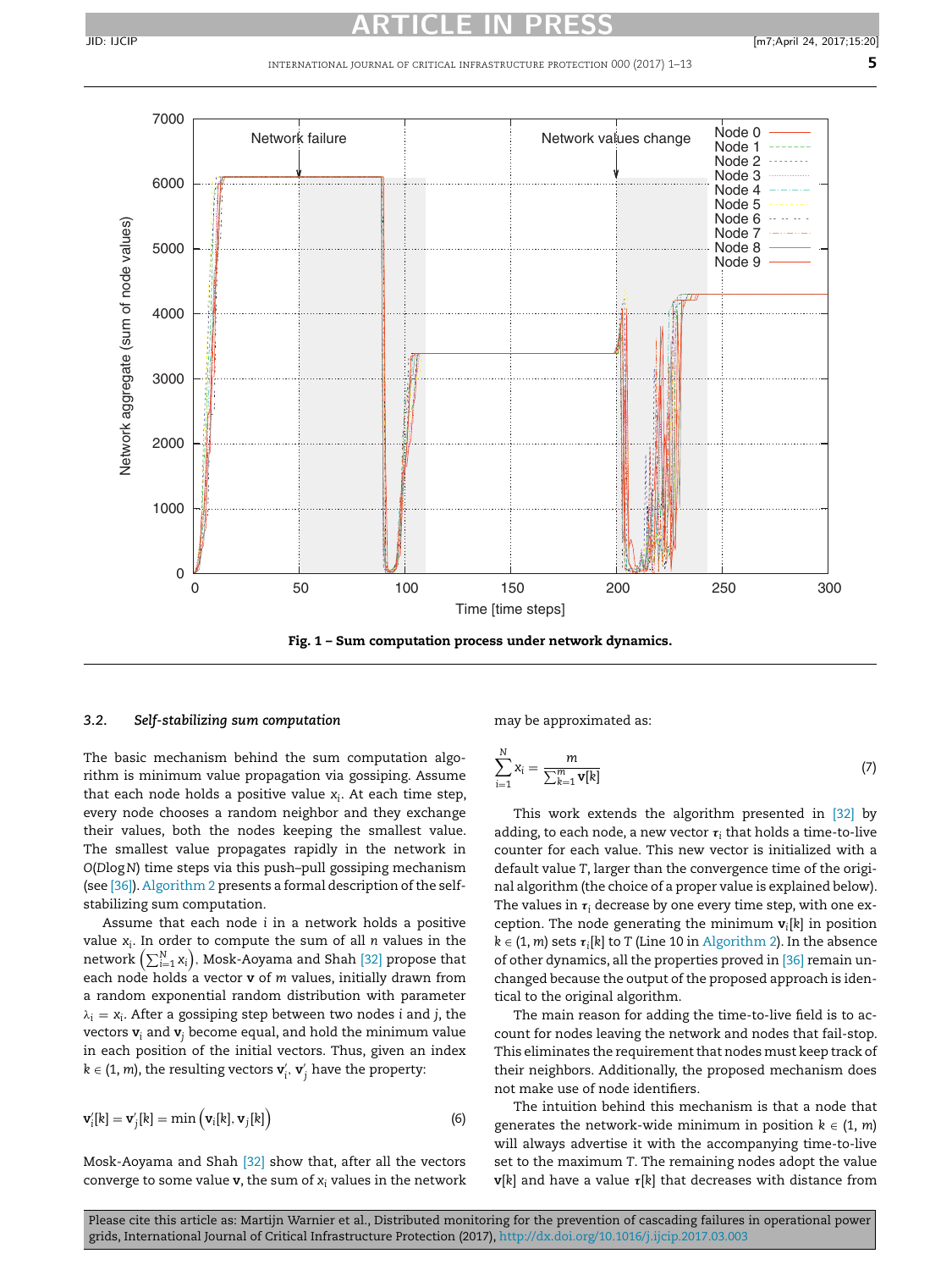**Fig. 1 – Sum computation process under network dynamics.**

### 3.2. *Self-stabilizing sum computation*

The basic mechanism behind the sum computation algorithm is minimum value propagation via gossiping. Assume that each node holds a positive value $x_i$. At each time step, every node chooses a random neighbor and they exchange their values, both the nodes keeping the smallest value. The smallest value propagates rapidly in the network in $O(D \log N)$ time steps via this push–pull gossiping mechanism (see [36]). Algorithm 2 presents a formal description of the self-stabilizing sum computation.

Assume that each node $i$ in a network holds a positive value $x_i$. In order to compute the sum of all $n$ values in the network $\left(\sum_{i=1}^{N} x_i\right)$. Mosk-Aoyama and Shah [32] propose that each node holds a vector $\mathbf{v}$ of $m$ values, initially drawn from a random exponential random distribution with parameter $\lambda_i = x_i$. After a gossiping step between two nodes $i$ and $j$, the vectors $\mathbf{v}_i$ and $\mathbf{v}_j$ become equal, and hold the minimum value in each position of the initial vectors. Thus, given an index $k \in (1, m)$, the resulting vectors $\mathbf{v}'_i$, $\mathbf{v}'_j$ have the property:

$$\mathbf{v}'_i[k] = \mathbf{v}'_j[k] = \min\left(\mathbf{v}_i[k], \mathbf{v}_j[k]\right) \tag{6}$$

Mosk-Aoyama and Shah [32] show that, after all the vectors converge to some value $\mathbf{v}$, the sum of $x_i$ values in the network may be approximated as:

$$\sum_{i=1}^{N} x_i = \frac{m}{\sum_{k=1}^{m} \mathbf{v}[k]} \tag{7}$$

This work extends the algorithm presented in [32] by adding, to each node, a new vector $\boldsymbol{\tau}_i$ that holds a time-to-live counter for each value. This new vector is initialized with a default value $T$, larger than the convergence time of the original algorithm (the choice of a proper value is explained below). The values in $\boldsymbol{\tau}_i$ decrease by one every time step, with one exception. The node generating the minimum $\mathbf{v}_i[k]$ in position $k \in (1, m)$ sets $\boldsymbol{\tau}_i[k]$ to $T$ (Line 10 in Algorithm 2). In the absence of other dynamics, all the properties proved in [36] remain unchanged because the output of the proposed approach is identical to the original algorithm.

The main reason for adding the time-to-live field is to account for nodes leaving the network and nodes that fail-stop. This eliminates the requirement that nodes must keep track of their neighbors. Additionally, the proposed mechanism does not make use of node identifiers.

The intuition behind this mechanism is that a node that generates the network-wide minimum in position $k \in (1, m)$ will always advertise it with the accompanying time-to-live set to the maximum $T$. The remaining nodes adopt the value $\mathbf{v}[k]$ and have a value $\boldsymbol{\tau}[k]$ that decreases with distance from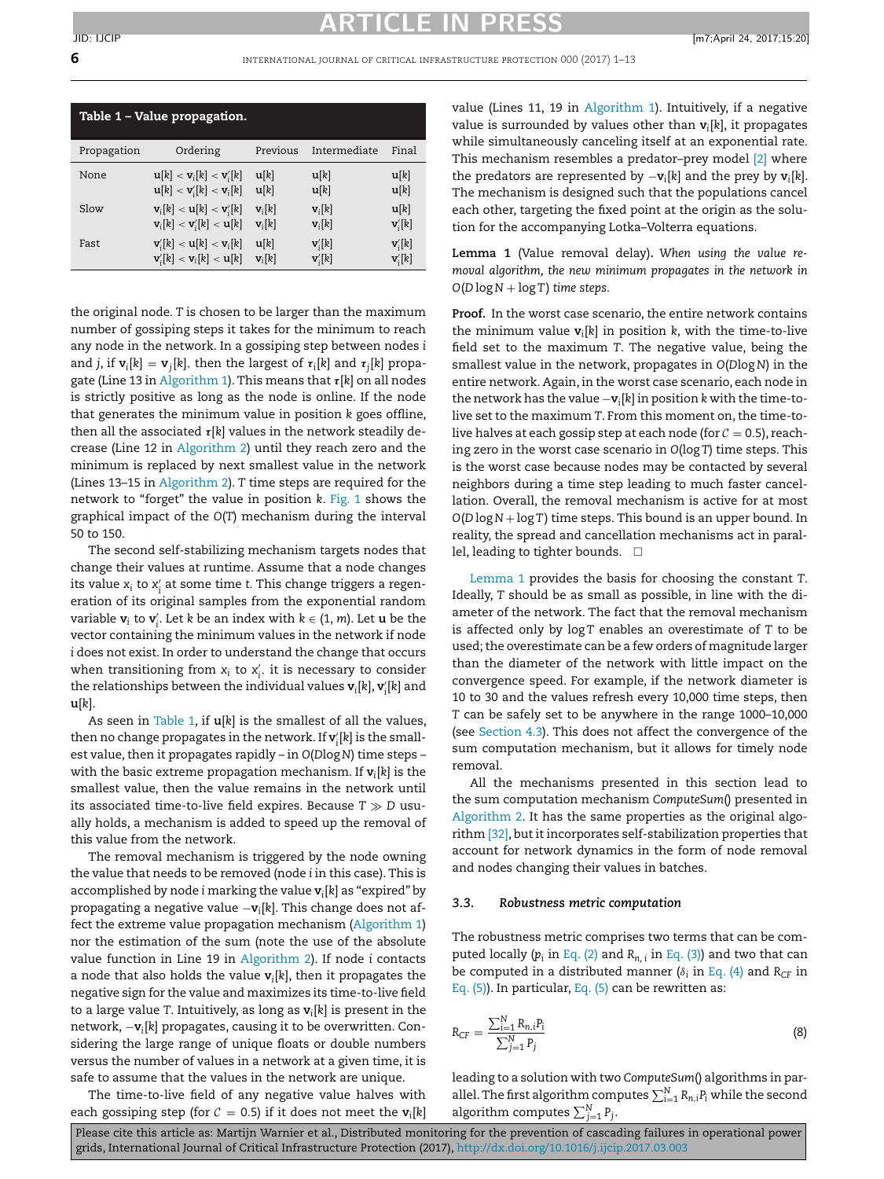**Table 1 – Value propagation.**

| Propagation | Ordering | Previous | Intermediate | Final |
|---|---|---|---|---|
| None | $\mathbf{u}[k] < \mathbf{v}_i[k] < \mathbf{v}'_i[k]$ | $\mathbf{u}[k]$ | $\mathbf{u}[k]$ | $\mathbf{u}[k]$ |
| | $\mathbf{u}[k] < \mathbf{v}'_i[k] < \mathbf{v}_i[k]$ | $\mathbf{u}[k]$ | $\mathbf{u}[k]$ | $\mathbf{u}[k]$ |
| Slow | $\mathbf{v}_i[k] < \mathbf{u}[k] < \mathbf{v}'_i[k]$ | $\mathbf{v}_i[k]$ | $\mathbf{v}_i[k]$ | $\mathbf{u}[k]$ |
| | $\mathbf{v}_i[k] < \mathbf{v}'_i[k] < \mathbf{u}[k]$ | $\mathbf{v}_i[k]$ | $\mathbf{v}_i[k]$ | $\mathbf{v}'_i[k]$ |
| Fast | $\mathbf{v}'_i[k] < \mathbf{u}[k] < \mathbf{v}_i[k]$ | $\mathbf{u}[k]$ | $\mathbf{v}'_i[k]$ | $\mathbf{v}'_i[k]$ |
| | $\mathbf{v}'_i[k] < \mathbf{v}_i[k] < \mathbf{u}[k]$ | $\mathbf{v}_i[k]$ | $\mathbf{v}'_i[k]$ | $\mathbf{v}'_i[k]$ |

the original node. $T$ is chosen to be larger than the maximum number of gossiping steps it takes for the minimum to reach any node in the network. In a gossiping step between nodes $i$ and $j$, if $\mathbf{v}_i[k] = \mathbf{v}_j[k]$, then the largest of $\boldsymbol{\tau}_i[k]$ and $\boldsymbol{\tau}_j[k]$ propagate (Line 13 in Algorithm 1). This means that $\boldsymbol{\tau}[k]$ on all nodes is strictly positive as long as the node is online. If the node that generates the minimum value in position $k$ goes offline, then all the associated $\boldsymbol{\tau}[k]$ values in the network steadily decrease (Line 12 in Algorithm 2) until they reach zero and the minimum is replaced by next smallest value in the network (Lines 13–15 in Algorithm 2). $T$ time steps are required for the network to "forget" the value in position $k$. Fig. 1 shows the graphical impact of the $O(T)$ mechanism during the interval 50 to 150.

The second self-stabilizing mechanism targets nodes that change their values at runtime. Assume that a node changes its value $x_i$ to $x'_i$ at some time $t$. This change triggers a regeneration of its original samples from the exponential random variable $\mathbf{v}_i$ to $\mathbf{v}'_i$. Let $k$ be an index with $k \in (1, m)$. Let $\mathbf{u}$ be the vector containing the minimum values in the network if node $i$ does not exist. In order to understand the change that occurs when transitioning from $x_i$ to $x'_i$, it is necessary to consider the relationships between the individual values $\mathbf{v}_i[k]$, $\mathbf{v}'_i[k]$ and $\mathbf{u}[k]$.

As seen in Table 1, if $\mathbf{u}[k]$ is the smallest of all the values, then no change propagates in the network. If $\mathbf{v}'_i[k]$ is the smallest value, then it propagates rapidly – in $O(D\log N)$ time steps – with the basic extreme propagation mechanism. If $\mathbf{v}_i[k]$ is the smallest value, then the value remains in the network until its associated time-to-live field expires. Because $T \gg D$ usually holds, a mechanism is added to speed up the removal of this value from the network.

The removal mechanism is triggered by the node owning the value that needs to be removed (node $i$ in this case). This is accomplished by node $i$ marking the value $\mathbf{v}_i[k]$ as "expired" by propagating a negative value $-\mathbf{v}_i[k]$. This change does not affect the extreme value propagation mechanism (Algorithm 1) nor the estimation of the sum (note the use of the absolute value function in Line 19 in Algorithm 2). If node $i$ contacts a node that also holds the value $\mathbf{v}_i[k]$, then it propagates the negative sign for the value and maximizes its time-to-live field to a large value $T$. Intuitively, as long as $\mathbf{v}_i[k]$ is present in the network, $-\mathbf{v}_i[k]$ propagates, causing it to be overwritten. Considering the large range of unique floats or double numbers versus the number of values in a network at a given time, it is safe to assume that the values in the network are unique.

The time-to-live field of any negative value halves with each gossiping step (for $\mathcal{C} = 0.5$) if it does not meet the $\mathbf{v}_i[k]$ value (Lines 11, 19 in Algorithm 1). Intuitively, if a negative value is surrounded by values other than $\mathbf{v}_i[k]$, it propagates while simultaneously canceling itself at an exponential rate. This mechanism resembles a predator–prey model [2] where the predators are represented by $-\mathbf{v}_i[k]$ and the prey by $\mathbf{v}_i[k]$. The mechanism is designed such that the populations cancel each other, targeting the fixed point at the origin as the solution for the accompanying Lotka–Volterra equations.

**Lemma 1** (Value removal delay). *When using the value removal algorithm, the new minimum propagates in the network in $O(D\log N + \log T)$ time steps.*

**Proof.** In the worst case scenario, the entire network contains the minimum value $\mathbf{v}_i[k]$ in position $k$, with the time-to-live field set to the maximum $T$. The negative value, being the smallest value in the network, propagates in $O(D\log N)$ in the entire network. Again, in the worst case scenario, each node in the network has the value $-\mathbf{v}_i[k]$ in position $k$ with the time-to-live set to the maximum $T$. From this moment on, the time-to-live halves at each gossip step at each node (for $\mathcal{C} = 0.5$), reaching zero in the worst case scenario in $O(\log T)$ time steps. This is the worst case because nodes may be contacted by several neighbors during a time step leading to much faster cancellation. Overall, the removal mechanism is active for at most $O(D\log N + \log T)$ time steps. This bound is an upper bound. In reality, the spread and cancellation mechanisms act in parallel, leading to tighter bounds. □

Lemma 1 provides the basis for choosing the constant $T$. Ideally, $T$ should be as small as possible, in line with the diameter of the network. The fact that the removal mechanism is affected only by $\log T$ enables an overestimate of $T$ to be used; the overestimate can be a few orders of magnitude larger than the diameter of the network with little impact on the convergence speed. For example, if the network diameter is 10 to 30 and the values refresh every 10,000 time steps, then $T$ can be safely set to be anywhere in the range 1000–10,000 (see Section 4.3). This does not affect the convergence of the sum computation mechanism, but it allows for timely node removal.

All the mechanisms presented in this section lead to the sum computation mechanism *ComputeSum*() presented in Algorithm 2. It has the same properties as the original algorithm [32], but it incorporates self-stabilization properties that account for network dynamics in the form of node removal and nodes changing their values in batches.

### 3.3. Robustness metric computation

The robustness metric comprises two terms that can be computed locally ($p_i$ in Eq. (2) and $R_{n,i}$ in Eq. (3)) and two that can be computed in a distributed manner ($\delta_i$ in Eq. (4) and $R_{CF}$ in Eq. (5)). In particular, Eq. (5) can be rewritten as:

$$R_{CF} = \frac{\sum_{i=1}^{N} R_{n,i} P_i}{\sum_{j=1}^{N} P_j} \tag{8}$$

leading to a solution with two *ComputeSum*() algorithms in parallel. The first algorithm computes $\sum_{i=1}^{N} R_{n,i} P_i$ while the second algorithm computes $\sum_{j=1}^{N} P_j$.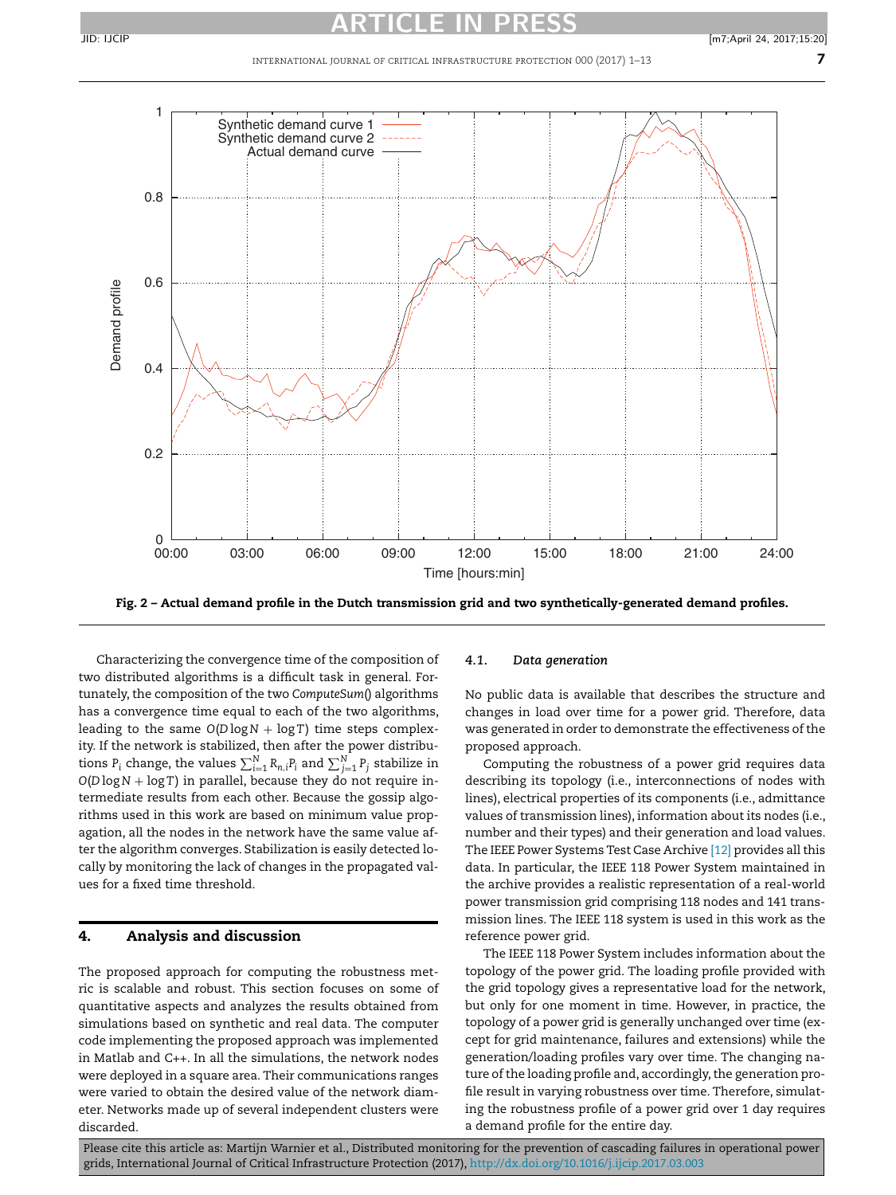Fig. 2 – Actual demand profile in the Dutch transmission grid and two synthetically-generated demand profiles.

Characterizing the convergence time of the composition of two distributed algorithms is a difficult task in general. Fortunately, the composition of the two *ComputeSum*() algorithms has a convergence time equal to each of the two algorithms, leading to the same $O(D \log N + \log T)$ time steps complexity. If the network is stabilized, then after the power distributions $P_i$ change, the values $\sum_{i=1}^{N} R_{n,i} P_i$ and $\sum_{j=1}^{N} P_j$ stabilize in $O(D \log N + \log T)$ in parallel, because they do not require intermediate results from each other. Because the gossip algorithms used in this work are based on minimum value propagation, all the nodes in the network have the same value after the algorithm converges. Stabilization is easily detected locally by monitoring the lack of changes in the propagated values for a fixed time threshold.

## 4. Analysis and discussion

The proposed approach for computing the robustness metric is scalable and robust. This section focuses on some of quantitative aspects and analyzes the results obtained from simulations based on synthetic and real data. The computer code implementing the proposed approach was implemented in Matlab and C++. In all the simulations, the network nodes were deployed in a square area. Their communications ranges were varied to obtain the desired value of the network diameter. Networks made up of several independent clusters were discarded.

### 4.1. Data generation

No public data is available that describes the structure and changes in load over time for a power grid. Therefore, data was generated in order to demonstrate the effectiveness of the proposed approach.

Computing the robustness of a power grid requires data describing its topology (i.e., interconnections of nodes with lines), electrical properties of its components (i.e., admittance values of transmission lines), information about its nodes (i.e., number and their types) and their generation and load values. The IEEE Power Systems Test Case Archive [12] provides all this data. In particular, the IEEE 118 Power System maintained in the archive provides a realistic representation of a real-world power transmission grid comprising 118 nodes and 141 transmission lines. The IEEE 118 system is used in this work as the reference power grid.

The IEEE 118 Power System includes information about the topology of the power grid. The loading profile provided with the grid topology gives a representative load for the network, but only for one moment in time. However, in practice, the topology of a power grid is generally unchanged over time (except for grid maintenance, failures and extensions) while the generation/loading profiles vary over time. The changing nature of the loading profile and, accordingly, the generation profile result in varying robustness over time. Therefore, simulating the robustness profile of a power grid over 1 day requires a demand profile for the entire day.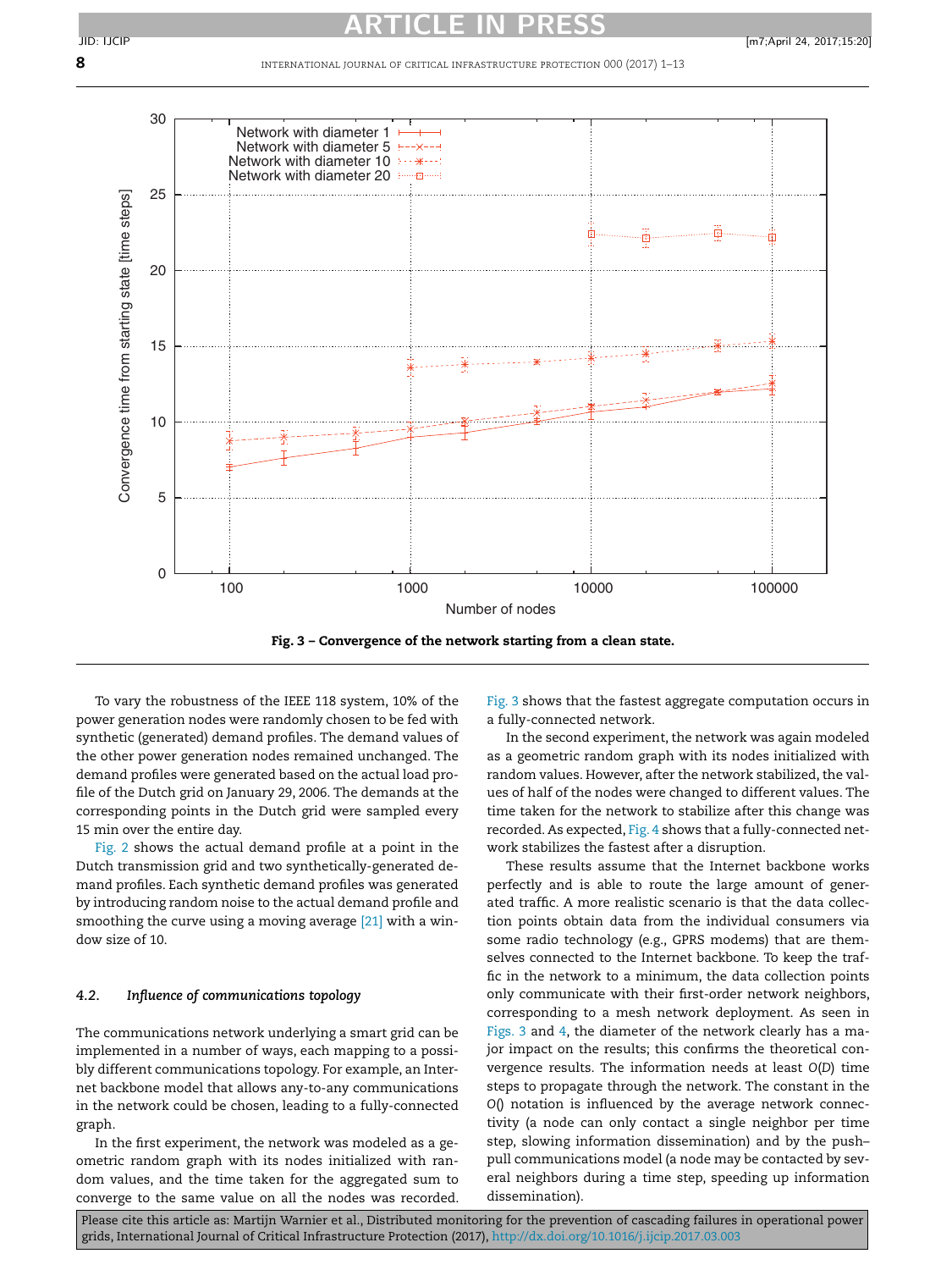Fig. 3 – Convergence of the network starting from a clean state.

To vary the robustness of the IEEE 118 system, 10% of the power generation nodes were randomly chosen to be fed with synthetic (generated) demand profiles. The demand values of the other power generation nodes remained unchanged. The demand profiles were generated based on the actual load profile of the Dutch grid on January 29, 2006. The demands at the corresponding points in the Dutch grid were sampled every 15 min over the entire day.

Fig. 2 shows the actual demand profile at a point in the Dutch transmission grid and two synthetically-generated demand profiles. Each synthetic demand profiles was generated by introducing random noise to the actual demand profile and smoothing the curve using a moving average [21] with a window size of 10.

### 4.2. *Influence of communications topology*

The communications network underlying a smart grid can be implemented in a number of ways, each mapping to a possibly different communications topology. For example, an Internet backbone model that allows any-to-any communications in the network could be chosen, leading to a fully-connected graph.

In the first experiment, the network was modeled as a geometric random graph with its nodes initialized with random values, and the time taken for the aggregated sum to converge to the same value on all the nodes was recorded. Fig. 3 shows that the fastest aggregate computation occurs in a fully-connected network.

In the second experiment, the network was again modeled as a geometric random graph with its nodes initialized with random values. However, after the network stabilized, the values of half of the nodes were changed to different values. The time taken for the network to stabilize after this change was recorded. As expected, Fig. 4 shows that a fully-connected network stabilizes the fastest after a disruption.

These results assume that the Internet backbone works perfectly and is able to route the large amount of generated traffic. A more realistic scenario is that the data collection points obtain data from the individual consumers via some radio technology (e.g., GPRS modems) that are themselves connected to the Internet backbone. To keep the traffic in the network to a minimum, the data collection points only communicate with their first-order network neighbors, corresponding to a mesh network deployment. As seen in Figs. 3 and 4, the diameter of the network clearly has a major impact on the results; this confirms the theoretical convergence results. The information needs at least $O(D)$ time steps to propagate through the network. The constant in the $O()$ notation is influenced by the average network connectivity (a node can only contact a single neighbor per time step, slowing information dissemination) and by the push–pull communications model (a node may be contacted by several neighbors during a time step, speeding up information dissemination).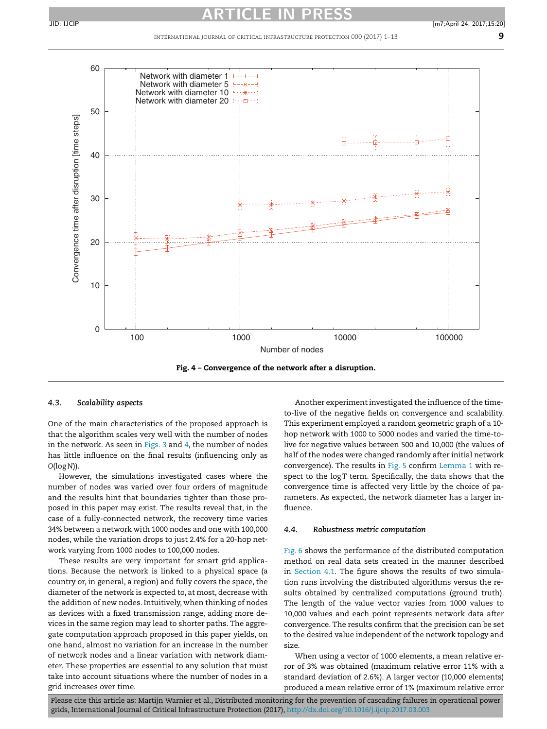Fig. 4 – Convergence of the network after a disruption.

### 4.3. *Scalability aspects*

One of the main characteristics of the proposed approach is that the algorithm scales very well with the number of nodes in the network. As seen in Figs. 3 and 4, the number of nodes has little influence on the final results (influencing only as $O(\log N)$).

However, the simulations investigated cases where the number of nodes was varied over four orders of magnitude and the results hint that boundaries tighter than those proposed in this paper may exist. The results reveal that, in the case of a fully-connected network, the recovery time varies 34% between a network with 1000 nodes and one with 100,000 nodes, while the variation drops to just 2.4% for a 20-hop network varying from 1000 nodes to 100,000 nodes.

These results are very important for smart grid applications. Because the network is linked to a physical space (a country or, in general, a region) and fully covers the space, the diameter of the network is expected to, at most, decrease with the addition of new nodes. Intuitively, when thinking of nodes as devices with a fixed transmission range, adding more devices in the same region may lead to shorter paths. The aggregate computation approach proposed in this paper yields, on one hand, almost no variation for an increase in the number of network nodes and a linear variation with network diameter. These properties are essential to any solution that must take into account situations where the number of nodes in a grid increases over time.

Another experiment investigated the influence of the time-to-live of the negative fields on convergence and scalability. This experiment employed a random geometric graph of a 10-hop network with 1000 to 5000 nodes and varied the time-to-live for negative values between 500 and 10,000 (the values of half of the nodes were changed randomly after initial network convergence). The results in Fig. 5 confirm Lemma 1 with respect to the $\log T$ term. Specifically, the data shows that the convergence time is affected very little by the choice of parameters. As expected, the network diameter has a larger influence.

### 4.4. *Robustness metric computation*

Fig. 6 shows the performance of the distributed computation method on real data sets created in the manner described in Section 4.1. The figure shows the results of two simulation runs involving the distributed algorithms versus the results obtained by centralized computations (ground truth). The length of the value vector varies from 1000 values to 10,000 values and each point represents network data after convergence. The results confirm that the precision can be set to the desired value independent of the network topology and size.

When using a vector of 1000 elements, a mean relative error of 3% was obtained (maximum relative error 11% with a standard deviation of 2.6%). A larger vector (10,000 elements) produced a mean relative error of 1% (maximum relative error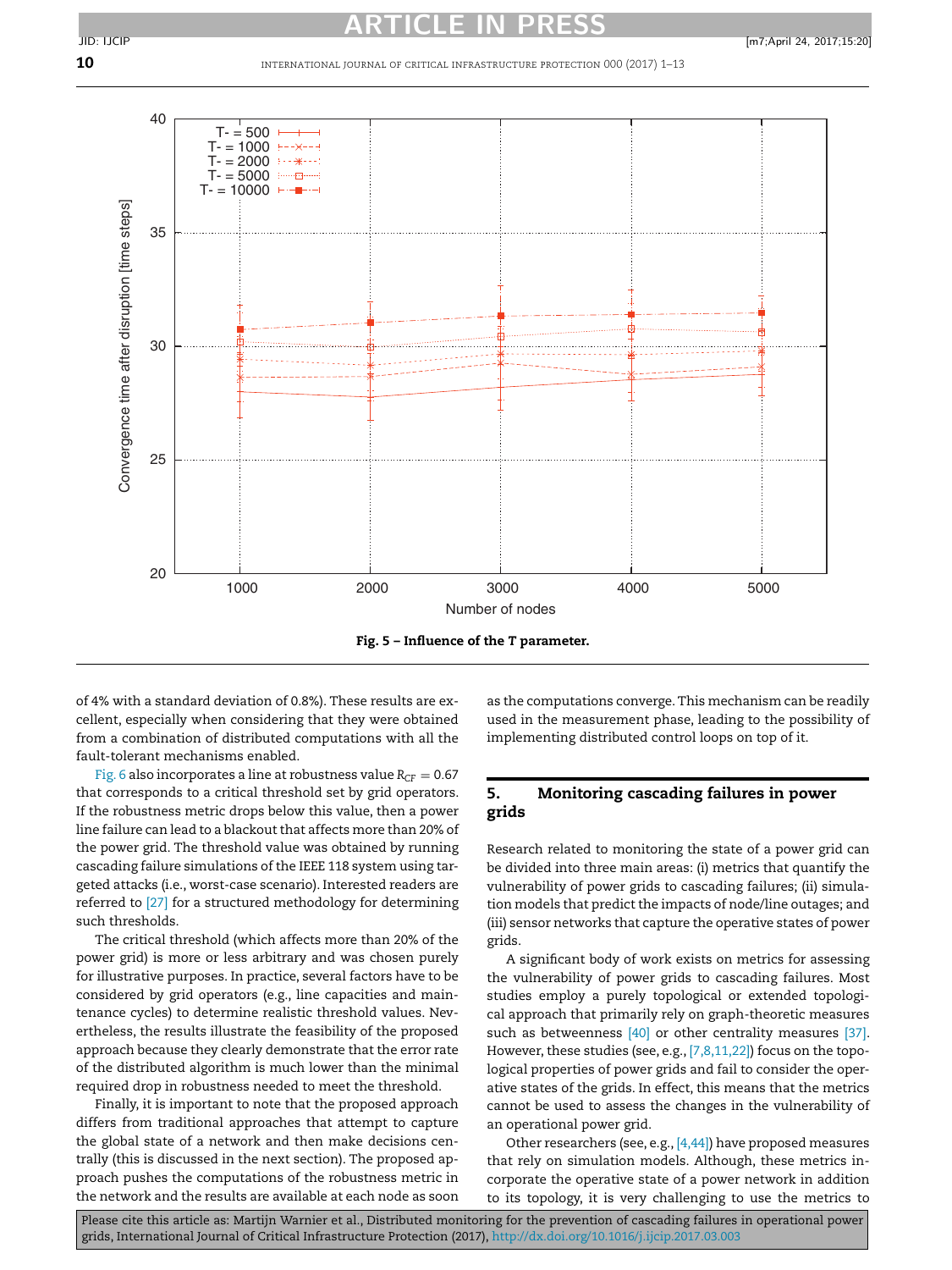**Fig. 5 – Influence of the *T* parameter.**

of 4% with a standard deviation of 0.8%). These results are excellent, especially when considering that they were obtained from a combination of distributed computations with all the fault-tolerant mechanisms enabled.

Fig. 6 also incorporates a line at robustness value $R_{CF} = 0.67$ that corresponds to a critical threshold set by grid operators. If the robustness metric drops below this value, then a power line failure can lead to a blackout that affects more than 20% of the power grid. The threshold value was obtained by running cascading failure simulations of the IEEE 118 system using targeted attacks (i.e., worst-case scenario). Interested readers are referred to [27] for a structured methodology for determining such thresholds.

The critical threshold (which affects more than 20% of the power grid) is more or less arbitrary and was chosen purely for illustrative purposes. In practice, several factors have to be considered by grid operators (e.g., line capacities and maintenance cycles) to determine realistic threshold values. Nevertheless, the results illustrate the feasibility of the proposed approach because they clearly demonstrate that the error rate of the distributed algorithm is much lower than the minimal required drop in robustness needed to meet the threshold.

Finally, it is important to note that the proposed approach differs from traditional approaches that attempt to capture the global state of a network and then make decisions centrally (this is discussed in the next section). The proposed approach pushes the computations of the robustness metric in the network and the results are available at each node as soon as the computations converge. This mechanism can be readily used in the measurement phase, leading to the possibility of implementing distributed control loops on top of it.

## 5. Monitoring cascading failures in power grids

Research related to monitoring the state of a power grid can be divided into three main areas: (i) metrics that quantify the vulnerability of power grids to cascading failures; (ii) simulation models that predict the impacts of node/line outages; and (iii) sensor networks that capture the operative states of power grids.

A significant body of work exists on metrics for assessing the vulnerability of power grids to cascading failures. Most studies employ a purely topological or extended topological approach that primarily rely on graph-theoretic measures such as betweenness [40] or other centrality measures [37]. However, these studies (see, e.g., [7,8,11,22]) focus on the topological properties of power grids and fail to consider the operative states of the grids. In effect, this means that the metrics cannot be used to assess the changes in the vulnerability of an operational power grid.

Other researchers (see, e.g., [4,44]) have proposed measures that rely on simulation models. Although, these metrics incorporate the operative state of a power network in addition to its topology, it is very challenging to use the metrics to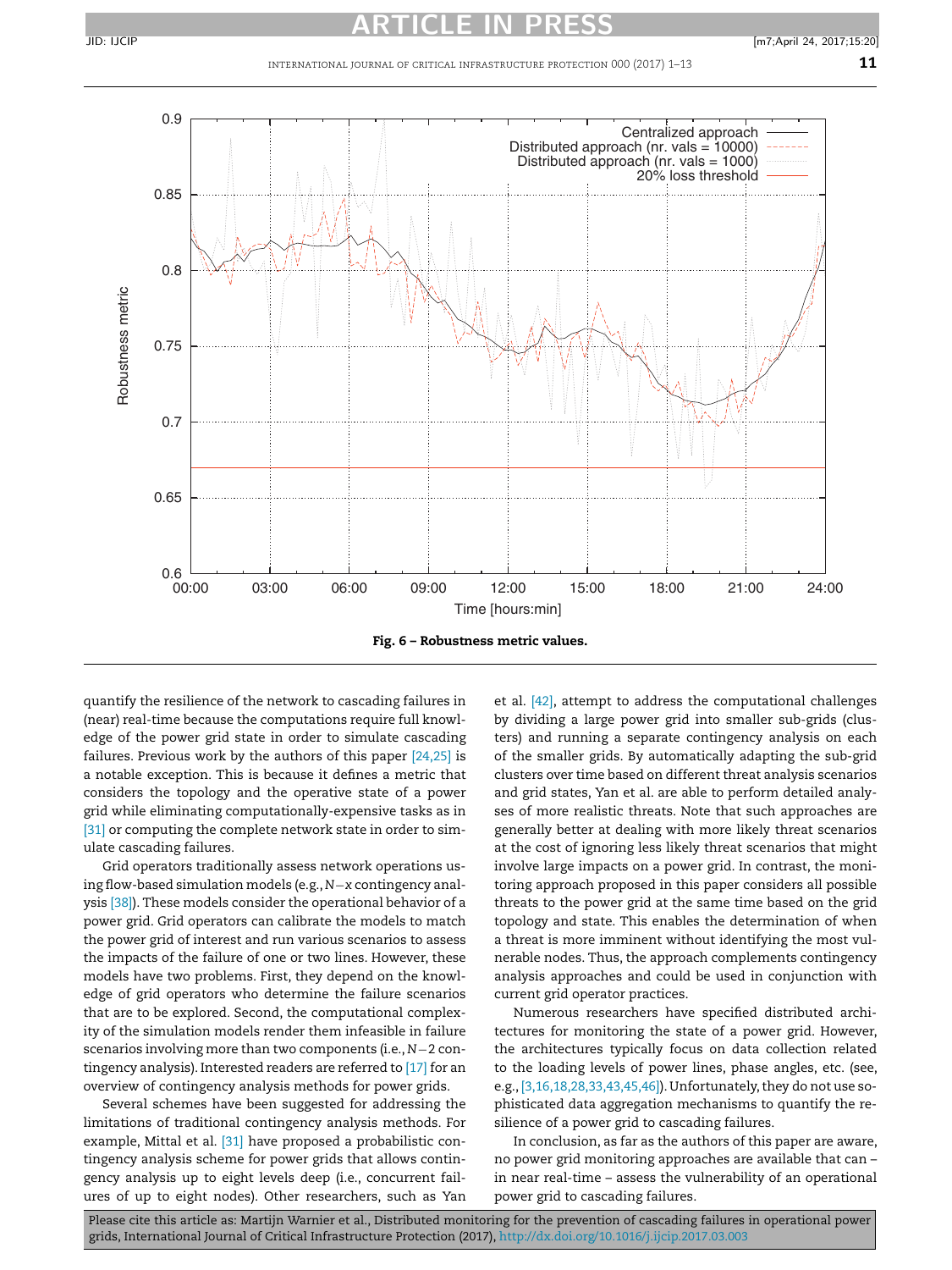0.9
0.85
0.8
0.75
0.7
0.65
0.6
00:00 03:00 06:00 09:00 12:00 15:00 18:00 21:00 24:00
Robustness metric
Time [hours:min]
Centralized approach
Distributed approach (nr. vals = 10000)
Distributed approach (nr. vals = 1000)
20% loss threshold

**Fig. 6 – Robustness metric values.**

quantify the resilience of the network to cascading failures in (near) real-time because the computations require full knowledge of the power grid state in order to simulate cascading failures. Previous work by the authors of this paper [24,25] is a notable exception. This is because it defines a metric that considers the topology and the operative state of a power grid while eliminating computationally-expensive tasks as in [31] or computing the complete network state in order to simulate cascading failures.

Grid operators traditionally assess network operations using flow-based simulation models (e.g., $N-x$ contingency analysis [38]). These models consider the operational behavior of a power grid. Grid operators can calibrate the models to match the power grid of interest and run various scenarios to assess the impacts of the failure of one or two lines. However, these models have two problems. First, they depend on the knowledge of grid operators who determine the failure scenarios that are to be explored. Second, the computational complexity of the simulation models render them infeasible in failure scenarios involving more than two components (i.e., $N-2$ contingency analysis). Interested readers are referred to [17] for an overview of contingency analysis methods for power grids.

Several schemes have been suggested for addressing the limitations of traditional contingency analysis methods. For example, Mittal et al. [31] have proposed a probabilistic contingency analysis scheme for power grids that allows contingency analysis up to eight levels deep (i.e., concurrent failures of up to eight nodes). Other researchers, such as Yan et al. [42], attempt to address the computational challenges by dividing a large power grid into smaller sub-grids (clusters) and running a separate contingency analysis on each of the smaller grids. By automatically adapting the sub-grid clusters over time based on different threat analysis scenarios and grid states, Yan et al. are able to perform detailed analyses of more realistic threats. Note that such approaches are generally better at dealing with more likely threat scenarios at the cost of ignoring less likely threat scenarios that might involve large impacts on a power grid. In contrast, the monitoring approach proposed in this paper considers all possible threats to the power grid at the same time based on the grid topology and state. This enables the determination of when a threat is more imminent without identifying the most vulnerable nodes. Thus, the approach complements contingency analysis approaches and could be used in conjunction with current grid operator practices.

Numerous researchers have specified distributed architectures for monitoring the state of a power grid. However, the architectures typically focus on data collection related to the loading levels of power lines, phase angles, etc. (see, e.g., [3,16,18,28,33,43,45,46]). Unfortunately, they do not use sophisticated data aggregation mechanisms to quantify the resilience of a power grid to cascading failures.

In conclusion, as far as the authors of this paper are aware, no power grid monitoring approaches are available that can – in near real-time – assess the vulnerability of an operational power grid to cascading failures.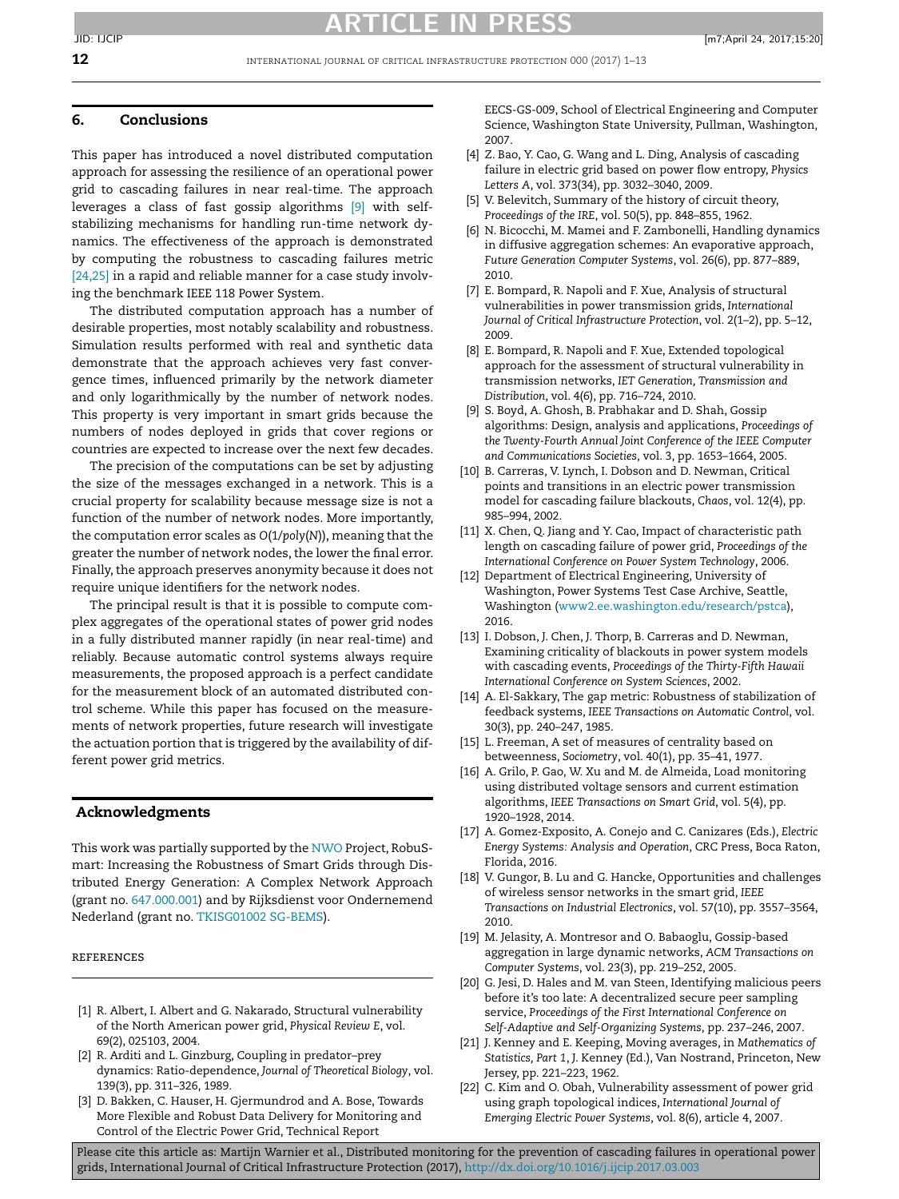## 6. Conclusions

This paper has introduced a novel distributed computation approach for assessing the resilience of an operational power grid to cascading failures in near real-time. The approach leverages a class of fast gossip algorithms [9] with self-stabilizing mechanisms for handling run-time network dynamics. The effectiveness of the approach is demonstrated by computing the robustness to cascading failures metric [24,25] in a rapid and reliable manner for a case study involving the benchmark IEEE 118 Power System.

The distributed computation approach has a number of desirable properties, most notably scalability and robustness. Simulation results performed with real and synthetic data demonstrate that the approach achieves very fast convergence times, influenced primarily by the network diameter and only logarithmically by the number of network nodes. This property is very important in smart grids because the numbers of nodes deployed in grids that cover regions or countries are expected to increase over the next few decades.

The precision of the computations can be set by adjusting the size of the messages exchanged in a network. This is a crucial property for scalability because message size is not a function of the number of network nodes. More importantly, the computation error scales as $O(1/poly(N))$, meaning that the greater the number of network nodes, the lower the final error. Finally, the approach preserves anonymity because it does not require unique identifiers for the network nodes.

The principal result is that it is possible to compute complex aggregates of the operational states of power grid nodes in a fully distributed manner rapidly (in near real-time) and reliably. Because automatic control systems always require measurements, the proposed approach is a perfect candidate for the measurement block of an automated distributed control scheme. While this paper has focused on the measurements of network properties, future research will investigate the actuation portion that is triggered by the availability of different power grid metrics.

## Acknowledgments

This work was partially supported by the NWO Project, RobuSmart: Increasing the Robustness of Smart Grids through Distributed Energy Generation: A Complex Network Approach (grant no. 647.000.001) and by Rijksdienst voor Ondernemend Nederland (grant no. TKISG01002 SG-BEMS).

## REFERENCES

[1] R. Albert, I. Albert and G. Nakarado, Structural vulnerability of the North American power grid, *Physical Review E*, vol. 69(2), 025103, 2004.

[2] R. Arditi and L. Ginzburg, Coupling in predator–prey dynamics: Ratio-dependence, *Journal of Theoretical Biology*, vol. 139(3), pp. 311–326, 1989.

[3] D. Bakken, C. Hauser, H. Gjermundrod and A. Bose, Towards More Flexible and Robust Data Delivery for Monitoring and Control of the Electric Power Grid, Technical Report EECS-GS-009, School of Electrical Engineering and Computer Science, Washington State University, Pullman, Washington, 2007.

[4] Z. Bao, Y. Cao, G. Wang and L. Ding, Analysis of cascading failure in electric grid based on power flow entropy, *Physics Letters A*, vol. 373(34), pp. 3032–3040, 2009.

[5] V. Belevitch, Summary of the history of circuit theory, *Proceedings of the IRE*, vol. 50(5), pp. 848–855, 1962.

[6] N. Bicocchi, M. Mamei and F. Zambonelli, Handling dynamics in diffusive aggregation schemes: An evaporative approach, *Future Generation Computer Systems*, vol. 26(6), pp. 877–889, 2010.

[7] E. Bompard, R. Napoli and F. Xue, Analysis of structural vulnerabilities in power transmission grids, *International Journal of Critical Infrastructure Protection*, vol. 2(1–2), pp. 5–12, 2009.

[8] E. Bompard, R. Napoli and F. Xue, Extended topological approach for the assessment of structural vulnerability in transmission networks, *IET Generation, Transmission and Distribution*, vol. 4(6), pp. 716–724, 2010.

[9] S. Boyd, A. Ghosh, B. Prabhakar and D. Shah, Gossip algorithms: Design, analysis and applications, *Proceedings of the Twenty-Fourth Annual Joint Conference of the IEEE Computer and Communications Societies*, vol. 3, pp. 1653–1664, 2005.

[10] B. Carreras, V. Lynch, I. Dobson and D. Newman, Critical points and transitions in an electric power transmission model for cascading failure blackouts, *Chaos*, vol. 12(4), pp. 985–994, 2002.

[11] X. Chen, Q. Jiang and Y. Cao, Impact of characteristic path length on cascading failure of power grid, *Proceedings of the International Conference on Power System Technology*, 2006.

[12] Department of Electrical Engineering, University of Washington, Power Systems Test Case Archive, Seattle, Washington (www2.ee.washington.edu/research/pstca), 2016.

[13] I. Dobson, J. Chen, J. Thorp, B. Carreras and D. Newman, Examining criticality of blackouts in power system models with cascading events, *Proceedings of the Thirty-Fifth Hawaii International Conference on System Sciences*, 2002.

[14] A. El-Sakkary, The gap metric: Robustness of stabilization of feedback systems, *IEEE Transactions on Automatic Control*, vol. 30(3), pp. 240–247, 1985.

[15] L. Freeman, A set of measures of centrality based on betweenness, *Sociometry*, vol. 40(1), pp. 35–41, 1977.

[16] A. Grilo, P. Gao, W. Xu and M. de Almeida, Load monitoring using distributed voltage sensors and current estimation algorithms, *IEEE Transactions on Smart Grid*, vol. 5(4), pp. 1920–1928, 2014.

[17] A. Gomez-Exposito, A. Conejo and C. Canizares (Eds.), *Electric Energy Systems: Analysis and Operation*, CRC Press, Boca Raton, Florida, 2016.

[18] V. Gungor, B. Lu and G. Hancke, Opportunities and challenges of wireless sensor networks in the smart grid, *IEEE Transactions on Industrial Electronics*, vol. 57(10), pp. 3557–3564, 2010.

[19] M. Jelasity, A. Montresor and O. Babaoglu, Gossip-based aggregation in large dynamic networks, *ACM Transactions on Computer Systems*, vol. 23(3), pp. 219–252, 2005.

[20] G. Jesi, D. Hales and M. van Steen, Identifying malicious peers before it's too late: A decentralized secure peer sampling service, *Proceedings of the First International Conference on Self-Adaptive and Self-Organizing Systems*, pp. 237–246, 2007.

[21] J. Kenney and E. Keeping, Moving averages, in *Mathematics of Statistics, Part 1*, J. Kenney (Ed.), Van Nostrand, Princeton, New Jersey, pp. 221–223, 1962.

[22] C. Kim and O. Obah, Vulnerability assessment of power grid using graph topological indices, *International Journal of Emerging Electric Power Systems*, vol. 8(6), article 4, 2007.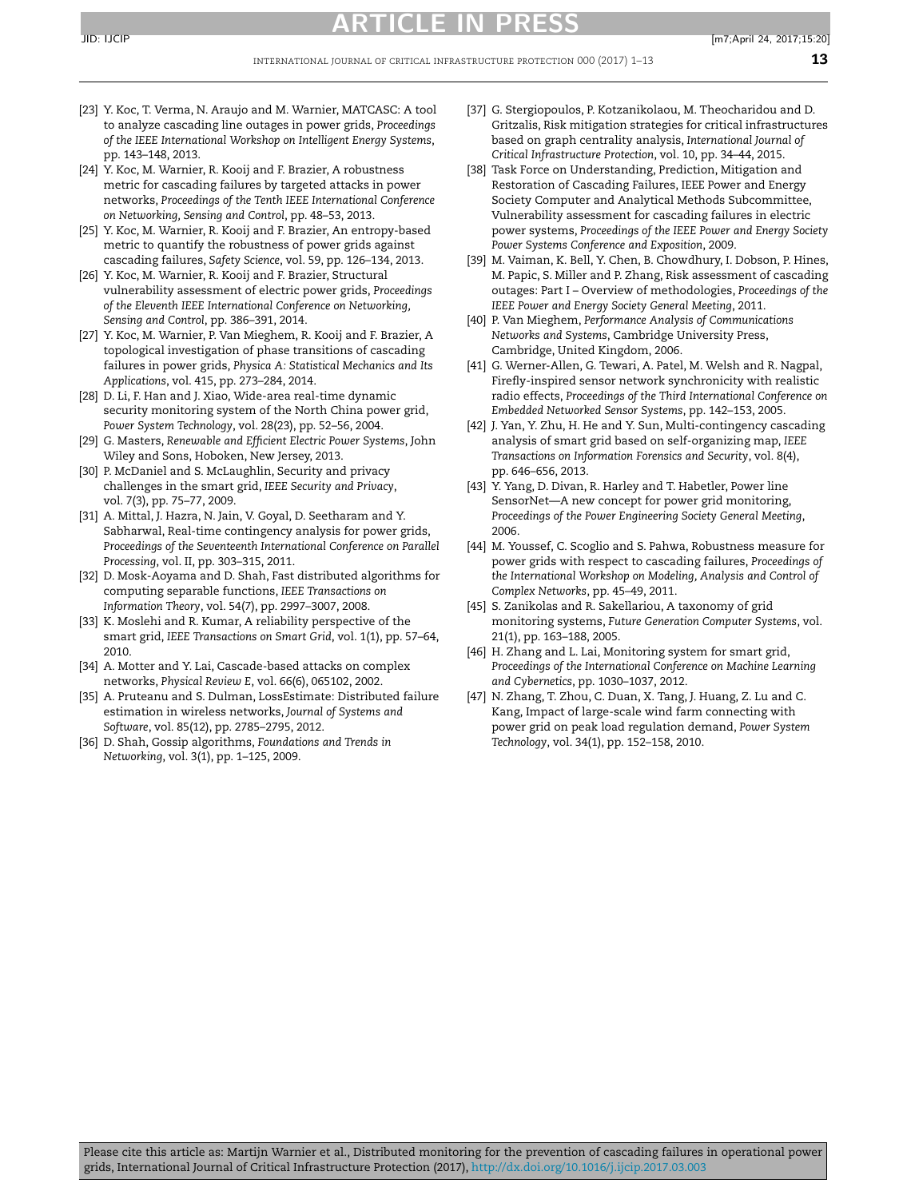[23] Y. Koc, T. Verma, N. Araujo and M. Warnier, MATCASC: A tool to analyze cascading line outages in power grids, *Proceedings of the IEEE International Workshop on Intelligent Energy Systems*, pp. 143–148, 2013.

[24] Y. Koc, M. Warnier, R. Kooij and F. Brazier, A robustness metric for cascading failures by targeted attacks in power networks, *Proceedings of the Tenth IEEE International Conference on Networking, Sensing and Control*, pp. 48–53, 2013.

[25] Y. Koc, M. Warnier, R. Kooij and F. Brazier, An entropy-based metric to quantify the robustness of power grids against cascading failures, *Safety Science*, vol. 59, pp. 126–134, 2013.

[26] Y. Koc, M. Warnier, R. Kooij and F. Brazier, Structural vulnerability assessment of electric power grids, *Proceedings of the Eleventh IEEE International Conference on Networking, Sensing and Control*, pp. 386–391, 2014.

[27] Y. Koc, M. Warnier, P. Van Mieghem, R. Kooij and F. Brazier, A topological investigation of phase transitions of cascading failures in power grids, *Physica A: Statistical Mechanics and Its Applications*, vol. 415, pp. 273–284, 2014.

[28] D. Li, F. Han and J. Xiao, Wide-area real-time dynamic security monitoring system of the North China power grid, *Power System Technology*, vol. 28(23), pp. 52–56, 2004.

[29] G. Masters, *Renewable and Efficient Electric Power Systems*, John Wiley and Sons, Hoboken, New Jersey, 2013.

[30] P. McDaniel and S. McLaughlin, Security and privacy challenges in the smart grid, *IEEE Security and Privacy*, vol. 7(3), pp. 75–77, 2009.

[31] A. Mittal, J. Hazra, N. Jain, V. Goyal, D. Seetharam and Y. Sabharwal, Real-time contingency analysis for power grids, *Proceedings of the Seventeenth International Conference on Parallel Processing*, vol. II, pp. 303–315, 2011.

[32] D. Mosk-Aoyama and D. Shah, Fast distributed algorithms for computing separable functions, *IEEE Transactions on Information Theory*, vol. 54(7), pp. 2997–3007, 2008.

[33] K. Moslehi and R. Kumar, A reliability perspective of the smart grid, *IEEE Transactions on Smart Grid*, vol. 1(1), pp. 57–64, 2010.

[34] A. Motter and Y. Lai, Cascade-based attacks on complex networks, *Physical Review E*, vol. 66(6), 065102, 2002.

[35] A. Pruteanu and S. Dulman, LossEstimate: Distributed failure estimation in wireless networks, *Journal of Systems and Software*, vol. 85(12), pp. 2785–2795, 2012.

[36] D. Shah, Gossip algorithms, *Foundations and Trends in Networking*, vol. 3(1), pp. 1–125, 2009.

[37] G. Stergiopoulos, P. Kotzanikolaou, M. Theocharidou and D. Gritzalis, Risk mitigation strategies for critical infrastructures based on graph centrality analysis, *International Journal of Critical Infrastructure Protection*, vol. 10, pp. 34–44, 2015.

[38] Task Force on Understanding, Prediction, Mitigation and Restoration of Cascading Failures, IEEE Power and Energy Society Computer and Analytical Methods Subcommittee, Vulnerability assessment for cascading failures in electric power systems, *Proceedings of the IEEE Power and Energy Society Power Systems Conference and Exposition*, 2009.

[39] M. Vaiman, K. Bell, Y. Chen, B. Chowdhury, I. Dobson, P. Hines, M. Papic, S. Miller and P. Zhang, Risk assessment of cascading outages: Part I – Overview of methodologies, *Proceedings of the IEEE Power and Energy Society General Meeting*, 2011.

[40] P. Van Mieghem, *Performance Analysis of Communications Networks and Systems*, Cambridge University Press, Cambridge, United Kingdom, 2006.

[41] G. Werner-Allen, G. Tewari, A. Patel, M. Welsh and R. Nagpal, Firefly-inspired sensor network synchronicity with realistic radio effects, *Proceedings of the Third International Conference on Embedded Networked Sensor Systems*, pp. 142–153, 2005.

[42] J. Yan, Y. Zhu, H. He and Y. Sun, Multi-contingency cascading analysis of smart grid based on self-organizing map, *IEEE Transactions on Information Forensics and Security*, vol. 8(4), pp. 646–656, 2013.

[43] Y. Yang, D. Divan, R. Harley and T. Habetler, Power line SensorNet—A new concept for power grid monitoring, *Proceedings of the Power Engineering Society General Meeting*, 2006.

[44] M. Youssef, C. Scoglio and S. Pahwa, Robustness measure for power grids with respect to cascading failures, *Proceedings of the International Workshop on Modeling, Analysis and Control of Complex Networks*, pp. 45–49, 2011.

[45] S. Zanikolas and R. Sakellariou, A taxonomy of grid monitoring systems, *Future Generation Computer Systems*, vol. 21(1), pp. 163–188, 2005.

[46] H. Zhang and L. Lai, Monitoring system for smart grid, *Proceedings of the International Conference on Machine Learning and Cybernetics*, pp. 1030–1037, 2012.

[47] N. Zhang, T. Zhou, C. Duan, X. Tang, J. Huang, Z. Lu and C. Kang, Impact of large-scale wind farm connecting with power grid on peak load regulation demand, *Power System Technology*, vol. 34(1), pp. 152–158, 2010.